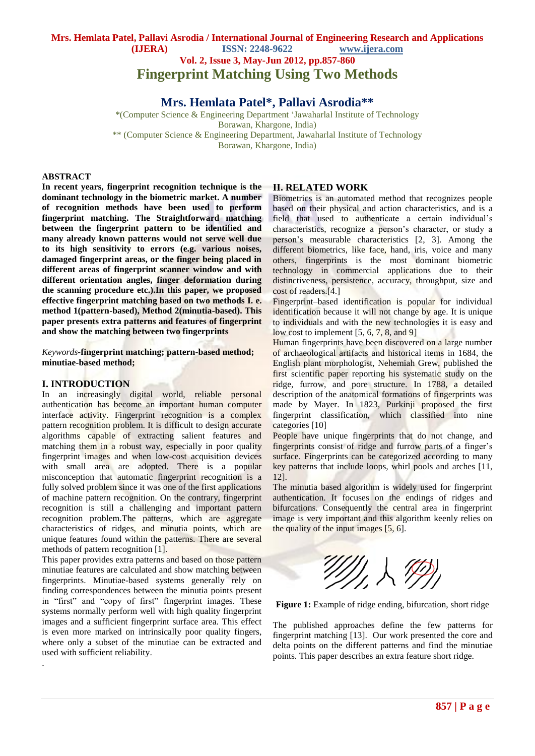# Fingerprint Matching Using Two Methods

## Mrs. Hemlata Patel*, Pallavi Asrodia**

*(Computer Science & Engineering Department 'Jawaharlal Institute of Technology Borawan, Khargone, India)
** (Computer Science & Engineering Department, Jawaharlal Institute of Technology Borawan, Khargone, India)

### ABSTRACT

**In recent years, fingerprint recognition technique is the dominant technology in the biometric market. A number of recognition methods have been used to perform fingerprint matching. The Straightforward matching between the fingerprint pattern to be identified and many already known patterns would not serve well due to its high sensitivity to errors (e.g. various noises, damaged fingerprint areas, or the finger being placed in different areas of fingerprint scanner window and with different orientation angles, finger deformation during the scanning procedure etc.).In this paper, we proposed effective fingerprint matching based on two methods I. e. method 1(pattern-based), Method 2(minutia-based). This paper presents extra patterns and features of fingerprint and show the matching between two fingerprints**

*Keywords*-**fingerprint matching; pattern-based method; minutiae-based method;**

### I. INTRODUCTION

In an increasingly digital world, reliable personal authentication has become an important human computer interface activity. Fingerprint recognition is a complex pattern recognition problem. It is difficult to design accurate algorithms capable of extracting salient features and matching them in a robust way, especially in poor quality fingerprint images and when low-cost acquisition devices with small area are adopted. There is a popular misconception that automatic fingerprint recognition is a fully solved problem since it was one of the first applications of machine pattern recognition. On the contrary, fingerprint recognition is still a challenging and important pattern recognition problem.The patterns, which are aggregate characteristics of ridges, and minutia points, which are unique features found within the patterns. There are several methods of pattern recognition [1].

This paper provides extra patterns and based on those pattern minutiae features are calculated and show matching between fingerprints. Minutiae-based systems generally rely on finding correspondences between the minutia points present in "first" and "copy of first" fingerprint images. These systems normally perform well with high quality fingerprint images and a sufficient fingerprint surface area. This effect is even more marked on intrinsically poor quality fingers, where only a subset of the minutiae can be extracted and used with sufficient reliability.

### II. RELATED WORK

Biometrics is an automated method that recognizes people based on their physical and action characteristics, and is a field that used to authenticate a certain individual's characteristics, recognize a person's character, or study a person's measurable characteristics [2, 3]. Among the different biometrics, like face, hand, iris, voice and many others, fingerprints is the most dominant biometric technology in commercial applications due to their distinctiveness, persistence, accuracy, throughput, size and cost of readers.[4.]

Fingerprint–based identification is popular for individual identification because it will not change by age. It is unique to individuals and with the new technologies it is easy and low cost to implement [5, 6, 7, 8, and 9]

Human fingerprints have been discovered on a large number of archaeological artifacts and historical items in 1684, the English plant morphologist, Nehemiah Grew, published the first scientific paper reporting his systematic study on the ridge, furrow, and pore structure. In 1788, a detailed description of the anatomical formations of fingerprints was made by Mayer. In 1823, Purkinji proposed the first fingerprint classification, which classified into nine categories [10]

People have unique fingerprints that do not change, and fingerprints consist of ridge and furrow parts of a finger's surface. Fingerprints can be categorized according to many key patterns that include loops, whirl pools and arches [11, 12].

The minutia based algorithm is widely used for fingerprint authentication. It focuses on the endings of ridges and bifurcations. Consequently the central area in fingerprint image is very important and this algorithm keenly relies on the quality of the input images [5, 6].

**Figure 1:** Example of ridge ending, bifurcation, short ridge

The published approaches define the few patterns for fingerprint matching [13]. Our work presented the core and delta points on the different patterns and find the minutiae points. This paper describes an extra feature short ridge.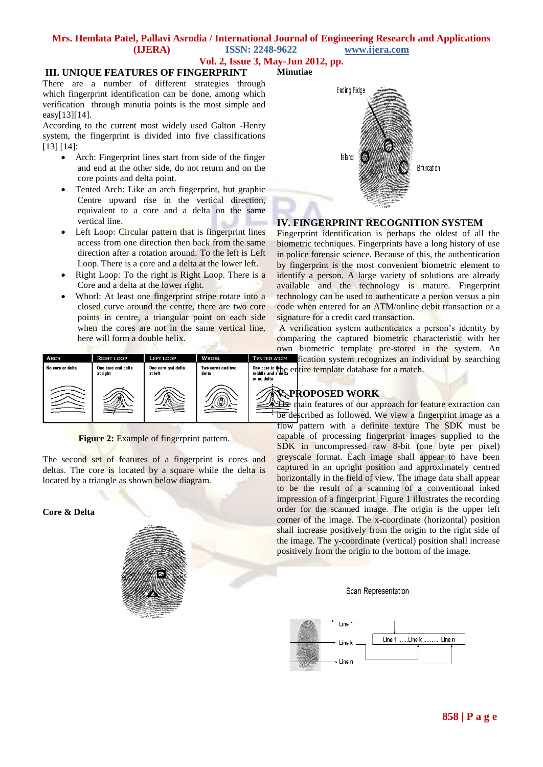## III. UNIQUE FEATURES OF FINGERPRINT

There are a number of different strategies through which fingerprint identification can be done, among which verification through minutia points is the most simple and easy[13][14].

According to the current most widely used Galton -Henry system, the fingerprint is divided into five classifications [13] [14]:

- Arch: Fingerprint lines start from side of the finger and end at the other side, do not return and on the core points and delta point.
- Tented Arch: Like an arch fingerprint, but graphic Centre upward rise in the vertical direction, equivalent to a core and a delta on the same vertical line.
- Left Loop: Circular pattern that is fingerprint lines access from one direction then back from the same direction after a rotation around. To the left is Left Loop. There is a core and a delta at the lower left.
- Right Loop: To the right is Right Loop. There is a Core and a delta at the lower right.
- Whorl: At least one fingerprint stripe rotate into a closed curve around the centre, there are two core points in centre, a triangular point on each side when the cores are not in the same vertical line, here will form a double helix.

| Arch | Right Loop | Left Loop | Whorl | Tented Arch |
|---|---|---|---|---|
| No core or delta | One core and delta at right | One core and delta at left | Two cores and two delta | One core in the middle and a delta or no delta |

**Figure 2:** Example of fingerprint pattern.

The second set of features of a fingerprint is cores and deltas. The core is located by a square while the delta is located by a triangle as shown below diagram.

**Core & Delta**

**Minutiae**

## IV. FINGERPRINT RECOGNITION SYSTEM

Fingerprint identification is perhaps the oldest of all the biometric techniques. Fingerprints have a long history of use in police forensic science. Because of this, the authentication by fingerprint is the most convenient biometric element to identify a person. A large variety of solutions are already available and the technology is mature. Fingerprint technology can be used to authenticate a person versus a pin code when entered for an ATM/online debit transaction or a signature for a credit card transaction.

A verification system authenticates a person's identity by comparing the captured biometric characteristic with her own biometric template pre-stored in the system. An identification system recognizes an individual by searching the entire template database for a match.

## V. PROPOSED WORK

The main features of our approach for feature extraction can be described as followed. We view a fingerprint image as a flow pattern with a definite texture The SDK must be capable of processing fingerprint images supplied to the SDK in uncompressed raw 8-bit (one byte per pixel) greyscale format. Each image shall appear to have been captured in an upright position and approximately centred horizontally in the field of view. The image data shall appear to be the result of a scanning of a conventional inked impression of a fingerprint. Figure 1 illustrates the recording order for the scanned image. The origin is the upper left corner of the image. The x-coordinate (horizontal) position shall increase positively from the origin to the right side of the image. The y-coordinate (vertical) position shall increase positively from the origin to the bottom of the image.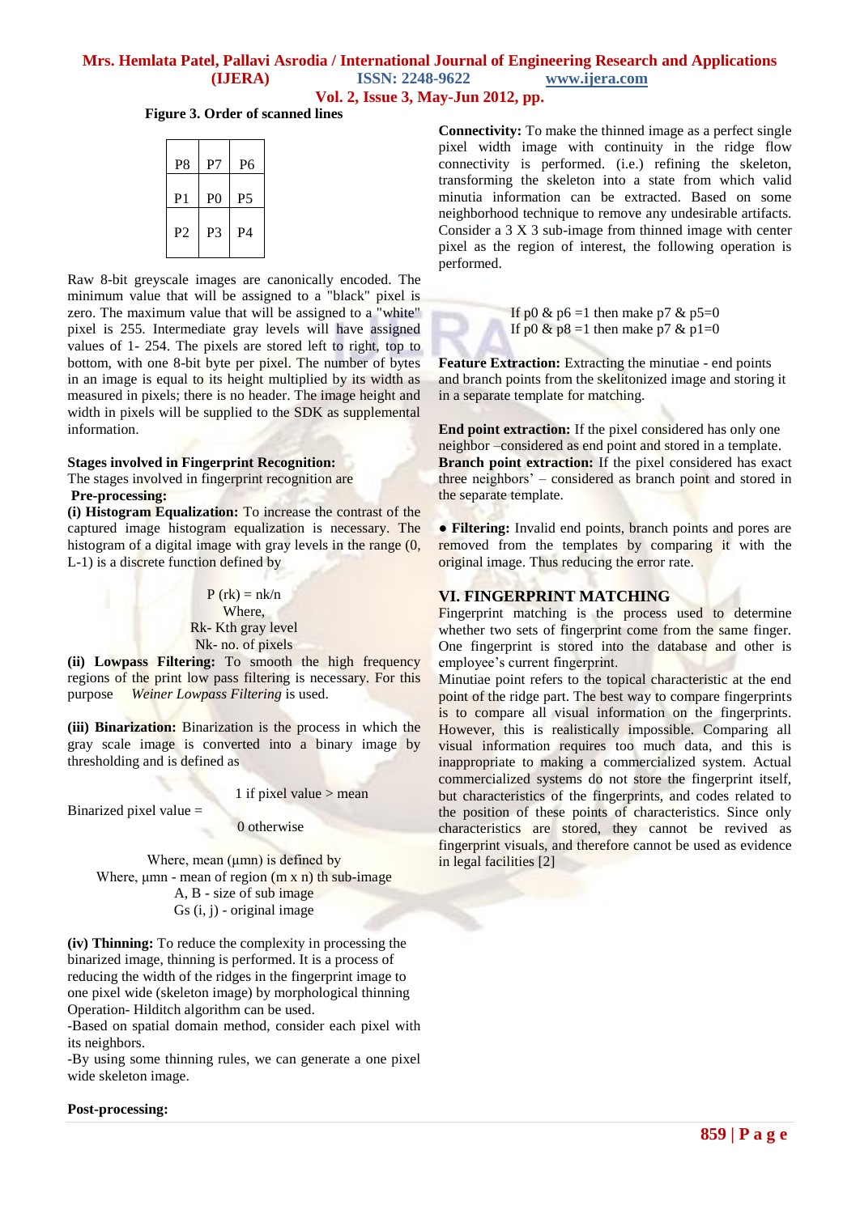**Figure 3. Order of scanned lines**

| P8 | P7 | P6 |
|---|---|---|
| P1 | P0 | P5 |
| P2 | P3 | P4 |

Raw 8-bit greyscale images are canonically encoded. The minimum value that will be assigned to a "black" pixel is zero. The maximum value that will be assigned to a "white" pixel is 255. Intermediate gray levels will have assigned values of 1- 254. The pixels are stored left to right, top to bottom, with one 8-bit byte per pixel. The number of bytes in an image is equal to its height multiplied by its width as measured in pixels; there is no header. The image height and width in pixels will be supplied to the SDK as supplemental information.

**Stages involved in Fingerprint Recognition:**

The stages involved in fingerprint recognition are

**Pre-processing:**

**(i) Histogram Equalization:** To increase the contrast of the captured image histogram equalization is necessary. The histogram of a digital image with gray levels in the range (0, L-1) is a discrete function defined by

$$P(r_k) = n_k/n$$

Where,
Rk- Kth gray level
Nk- no. of pixels

**(ii) Lowpass Filtering:** To smooth the high frequency regions of the print low pass filtering is necessary. For this purpose *Weiner Lowpass Filtering* is used.

**(iii) Binarization:** Binarization is the process in which the gray scale image is converted into a binary image by thresholding and is defined as

$$\text{Binarized pixel value} = \begin{cases} 1 & \text{if pixel value} > \text{mean} \\ 0 & \text{otherwise} \end{cases}$$

Where, mean ($\mu_{mn}$) is defined by
Where, $\mu_{mn}$ - mean of region (m x n) th sub-image
A, B - size of sub image
Gs (i, j) - original image

**(iv) Thinning:** To reduce the complexity in processing the binarized image, thinning is performed. It is a process of reducing the width of the ridges in the fingerprint image to one pixel wide (skeleton image) by morphological thinning Operation- Hilditch algorithm can be used.

-Based on spatial domain method, consider each pixel with its neighbors.

-By using some thinning rules, we can generate a one pixel wide skeleton image.

**Post-processing:**

**Connectivity:** To make the thinned image as a perfect single pixel width image with continuity in the ridge flow connectivity is performed. (i.e.) refining the skeleton, transforming the skeleton into a state from which valid minutia information can be extracted. Based on some neighborhood technique to remove any undesirable artifacts. Consider a 3 X 3 sub-image from thinned image with center pixel as the region of interest, the following operation is performed.

If p0 & p6 =1 then make p7 & p5=0
If p0 & p8 =1 then make p7 & p1=0

**Feature Extraction:** Extracting the minutiae - end points and branch points from the skelitonized image and storing it in a separate template for matching.

**End point extraction:** If the pixel considered has only one neighbor –considered as end point and stored in a template.

**Branch point extraction:** If the pixel considered has exact three neighbors' – considered as branch point and stored in the separate template.

- **Filtering:** Invalid end points, branch points and pores are removed from the templates by comparing it with the original image. Thus reducing the error rate.

## VI. FINGERPRINT MATCHING

Fingerprint matching is the process used to determine whether two sets of fingerprint come from the same finger. One fingerprint is stored into the database and other is employee's current fingerprint.

Minutiae point refers to the topical characteristic at the end point of the ridge part. The best way to compare fingerprints is to compare all visual information on the fingerprints. However, this is realistically impossible. Comparing all visual information requires too much data, and this is inappropriate to making a commercialized system. Actual commercialized systems do not store the fingerprint itself, but characteristics of the fingerprints, and codes related to the position of these points of characteristics. Since only characteristics are stored, they cannot be revived as fingerprint visuals, and therefore cannot be used as evidence in legal facilities [2]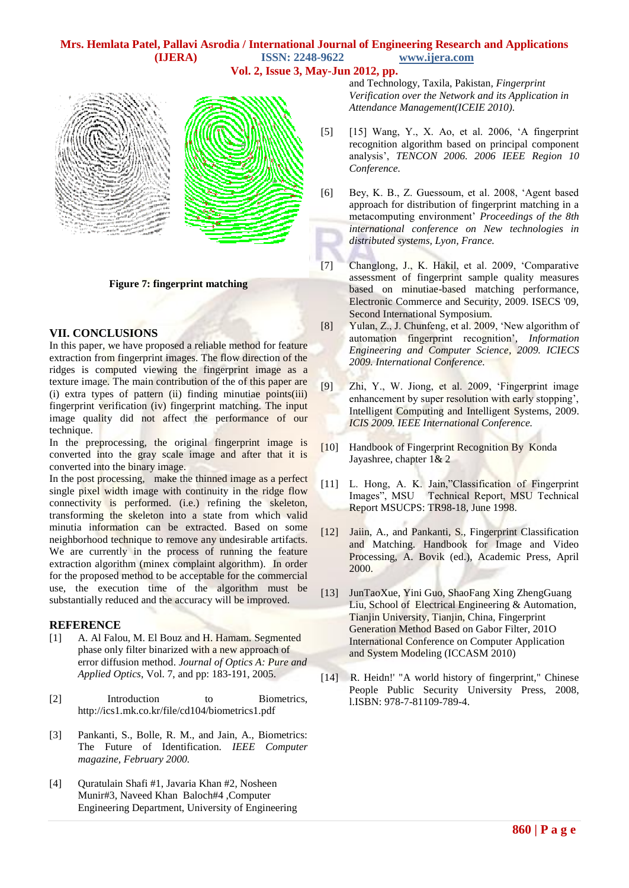Figure 7: fingerprint matching

## VII. CONCLUSIONS

In this paper, we have proposed a reliable method for feature extraction from fingerprint images. The flow direction of the ridges is computed viewing the fingerprint image as a texture image. The main contribution of the of this paper are (i) extra types of pattern (ii) finding minutiae points(iii) fingerprint verification (iv) fingerprint matching. The input image quality did not affect the performance of our technique.

In the preprocessing, the original fingerprint image is converted into the gray scale image and after that it is converted into the binary image.

In the post processing, make the thinned image as a perfect single pixel width image with continuity in the ridge flow connectivity is performed. (i.e.) refining the skeleton, transforming the skeleton into a state from which valid minutia information can be extracted. Based on some neighborhood technique to remove any undesirable artifacts. We are currently in the process of running the feature extraction algorithm (minex complaint algorithm). In order for the proposed method to be acceptable for the commercial use, the execution time of the algorithm must be substantially reduced and the accuracy will be improved.

## REFERENCE

[1] A. Al Falou, M. El Bouz and H. Hamam. Segmented phase only filter binarized with a new approach of error diffusion method. *Journal of Optics A: Pure and Applied Optics*, Vol. 7, and pp: 183-191, 2005.

[2] Introduction to Biometrics, http://ics1.mk.co.kr/file/cd104/biometrics1.pdf

[3] Pankanti, S., Bolle, R. M., and Jain, A., Biometrics: The Future of Identification. *IEEE Computer magazine, February 2000.*

[4] Quratulain Shafi #1, Javaria Khan #2, Nosheen Munir#3, Naveed Khan Baloch#4 ,Computer Engineering Department, University of Engineering and Technology, Taxila, Pakistan, *Fingerprint Verification over the Network and its Application in Attendance Management(ICEIE 2010).*

[5] [15] Wang, Y., X. Ao, et al. 2006, 'A fingerprint recognition algorithm based on principal component analysis', *TENCON 2006. 2006 IEEE Region 10 Conference.*

[6] Bey, K. B., Z. Guessoum, et al. 2008, 'Agent based approach for distribution of fingerprint matching in a metacomputing environment' *Proceedings of the 8th international conference on New technologies in distributed systems, Lyon, France.*

[7] Changlong, J., K. Hakil, et al. 2009, 'Comparative assessment of fingerprint sample quality measures based on minutiae-based matching performance, Electronic Commerce and Security, 2009. ISECS '09, Second International Symposium.

[8] Yulan, Z., J. Chunfeng, et al. 2009, 'New algorithm of automation fingerprint recognition', *Information Engineering and Computer Science, 2009. ICIECS 2009. International Conference.*

[9] Zhi, Y., W. Jiong, et al. 2009, 'Fingerprint image enhancement by super resolution with early stopping', Intelligent Computing and Intelligent Systems, 2009. *ICIS 2009. IEEE International Conference.*

[10] Handbook of Fingerprint Recognition By Konda Jayashree, chapter 1& 2

[11] L. Hong, A. K. Jain,"Classification of Fingerprint Images", MSU Technical Report, MSU Technical Report MSUCPS: TR98-18, June 1998.

[12] Jaiin, A., and Pankanti, S., Fingerprint Classification and Matching. Handbook for Image and Video Processing, A. Bovik (ed.), Academic Press, April 2000.

[13] JunTaoXue, Yini Guo, ShaoFang Xing ZhengGuang Liu, School of Electrical Engineering & Automation, Tianjin University, Tianjin, China, Fingerprint Generation Method Based on Gabor Filter, 201O International Conference on Computer Application and System Modeling (ICCASM 2010)

[14] R. Heidn!' "A world history of fingerprint," Chinese People Public Security University Press, 2008, l.ISBN: 978-7-81109-789-4.